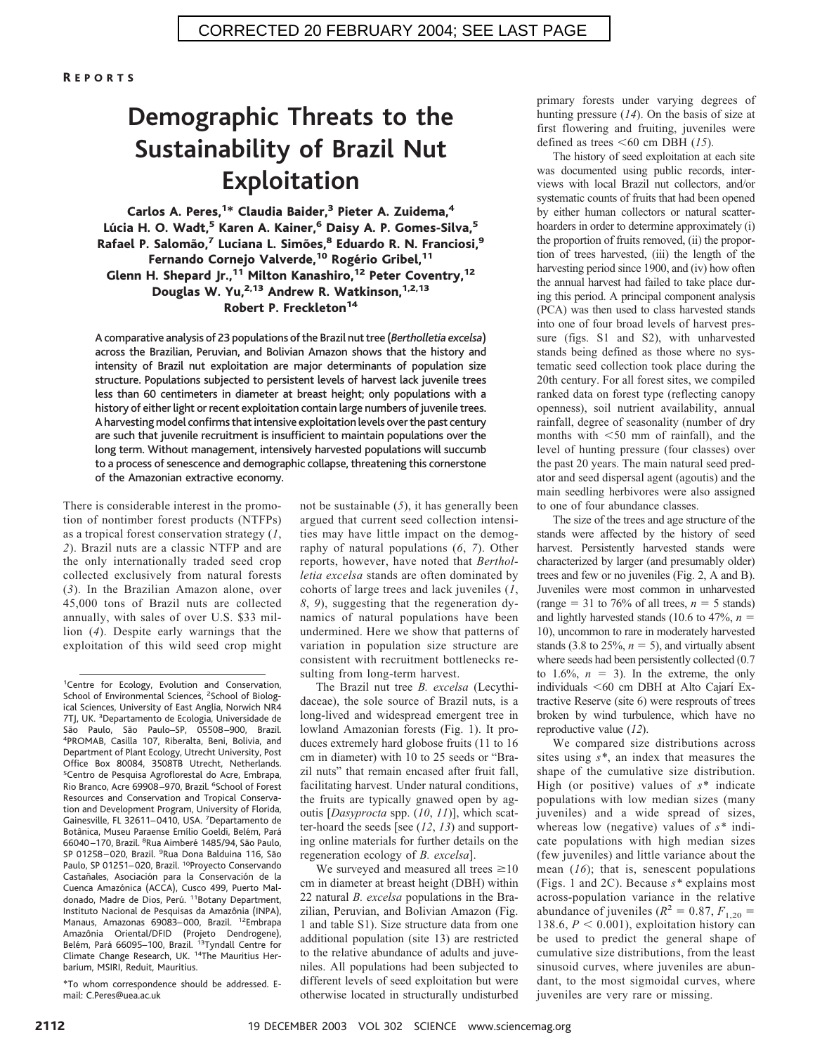CORRECTED 20 FEBRUARY 2004; SEE LAST PAGE

REPORTS

# Demographic Threats to the Sustainability of Brazil Nut Exploitation

Carlos A. Peres,[1]* Claudia Baider,[3] Pieter A. Zuidema,[4] Lúcia H. O. Wadt,[5] Karen A. Kainer,[6] Daisy A. P. Gomes-Silva,[5] Rafael P. Salomão,[7] Luciana L. Simões,[8] Eduardo R. N. Franciosi,[9] Fernando Cornejo Valverde,[10] Rogério Gribel,[11] Glenn H. Shepard Jr.,[11] Milton Kanashiro,[12] Peter Coventry,[12] Douglas W. Yu,[2,13] Andrew R. Watkinson,[1,2,13] Robert P. Freckleton[14]

**A comparative analysis of 23 populations of the Brazil nut tree (*Bertholletia excelsa*) across the Brazilian, Peruvian, and Bolivian Amazon shows that the history and intensity of Brazil nut exploitation are major determinants of population size structure. Populations subjected to persistent levels of harvest lack juvenile trees less than 60 centimeters in diameter at breast height; only populations with a history of either light or recent exploitation contain large numbers of juvenile trees. A harvesting model confirms that intensive exploitation levels over the past century are such that juvenile recruitment is insufficient to maintain populations over the long term. Without management, intensively harvested populations will succumb to a process of senescence and demographic collapse, threatening this cornerstone of the Amazonian extractive economy.**

There is considerable interest in the promotion of nontimber forest products (NTFPs) as a tropical forest conservation strategy (*1*, *2*). Brazil nuts are a classic NTFP and are the only internationally traded seed crop collected exclusively from natural forests (*3*). In the Brazilian Amazon alone, over 45,000 tons of Brazil nuts are collected annually, with sales of over U.S. $33 million (*4*). Despite early warnings that the exploitation of this wild seed crop might not be sustainable (*5*), it has generally been argued that current seed collection intensities may have little impact on the demography of natural populations (*6*, *7*). Other reports, however, have noted that *Bertholletia excelsa* stands are often dominated by cohorts of large trees and lack juveniles (*1*, *8*, *9*), suggesting that the regeneration dynamics of natural populations have been undermined. Here we show that patterns of variation in population size structure are consistent with recruitment bottlenecks resulting from long-term harvest.

The Brazil nut tree *B. excelsa* (Lecythidaceae), the sole source of Brazil nuts, is a long-lived and widespread emergent tree in lowland Amazonian forests (Fig. 1). It produces extremely hard globose fruits (11 to 16 cm in diameter) with 10 to 25 seeds or "Brazil nuts" that remain encased after fruit fall, facilitating harvest. Under natural conditions, the fruits are typically gnawed open by agoutis [*Dasyprocta* spp. (*10*, *11*)], which scatter-hoard the seeds [see (*12*, *13*) and supporting online materials for further details on the regeneration ecology of *B. excelsa*].

We surveyed and measured all trees ≥10 cm in diameter at breast height (DBH) within 22 natural *B. excelsa* populations in the Brazilian, Peruvian, and Bolivian Amazon (Fig. 1 and table S1). Size structure data from one additional population (site 13) are restricted to the relative abundance of adults and juveniles. All populations had been subjected to different levels of seed exploitation but were otherwise located in structurally undisturbed primary forests under varying degrees of hunting pressure (*14*). On the basis of size at first flowering and fruiting, juveniles were defined as trees <60 cm DBH (*15*).

The history of seed exploitation at each site was documented using public records, interviews with local Brazil nut collectors, and/or systematic counts of fruits that had been opened by either human collectors or natural scatter-hoarders in order to determine approximately (i) the proportion of fruits removed, (ii) the proportion of trees harvested, (iii) the length of the harvesting period since 1900, and (iv) how often the annual harvest had failed to take place during this period. A principal component analysis (PCA) was then used to class harvested stands into one of four broad levels of harvest pressure (figs. S1 and S2), with unharvested stands being defined as those where no systematic seed collection took place during the 20th century. For all forest sites, we compiled ranked data on forest type (reflecting canopy openness), soil nutrient availability, annual rainfall, degree of seasonality (number of dry months with <50 mm of rainfall), and the level of hunting pressure (four classes) over the past 20 years. The main natural seed predator and seed dispersal agent (agoutis) and the main seedling herbivores were also assigned to one of four abundance classes.

The size of the trees and age structure of the stands were affected by the history of seed harvest. Persistently harvested stands were characterized by larger (and presumably older) trees and few or no juveniles (Fig. 2, A and B). Juveniles were most common in unharvested (range = 31 to 76% of all trees, $n = 5$ stands) and lightly harvested stands (10.6 to 47%, $n = 10$), uncommon to rare in moderately harvested stands (3.8 to 25%, $n = 5$), and virtually absent where seeds had been persistently collected (0.7 to 1.6%, $n = 3$). In the extreme, the only individuals <60 cm DBH at Alto Cajarí Extractive Reserve (site 6) were resprouts of trees broken by wind turbulence, which have no reproductive value (*12*).

We compared size distributions across sites using $s^*$, an index that measures the shape of the cumulative size distribution. High (or positive) values of $s^*$ indicate populations with low median sizes (many juveniles) and a wide spread of sizes, whereas low (or negative) values of $s^*$ indicate populations with high median sizes (few juveniles) and little variance about the mean (*16*); that is, senescent populations (Figs. 1 and 2C). Because $s^*$ explains most across-population variance in the relative abundance of juveniles ($R^2 = 0.87$, $F_{1,20} = 138.6$, $P < 0.001$), exploitation history can be used to predict the general shape of cumulative size distributions, from the least sinusoid curves, where juveniles are abundant, to the most sigmoidal curves, where juveniles are very rare or missing.

---

[1]Centre for Ecology, Evolution and Conservation, School of Environmental Sciences, [2]School of Biological Sciences, University of East Anglia, Norwich NR4 7TJ, UK. [3]Departamento de Ecologia, Universidade de São Paulo, São Paulo–SP, 05508–900, Brazil. [4]PROMAB, Casilla 107, Riberalta, Beni, Bolivia, and Department of Plant Ecology, Utrecht University, Post Office Box 80084, 3508TB Utrecht, Netherlands. [5]Centro de Pesquisa Agroflorestal do Acre, Embrapa, Rio Branco, Acre 69908–970, Brazil. [6]School of Forest Resources and Conservation and Tropical Conservation and Development Program, University of Florida, Gainesville, FL 32611–0410, USA. [7]Departamento de Botânica, Museu Paraense Emílio Goeldi, Belém, Pará 66040–170, Brazil. [8]Rua Aimberé 1485/94, São Paulo, SP 01258–020, Brazil. [9]Rua Dona Balduina 116, São Paulo, SP 01251–020, Brazil. [10]Proyecto Conservando Castañales, Asociación para la Conservación de la Cuenca Amazónica (ACCA), Cusco 499, Puerto Maldonado, Madre de Dios, Perú. [11]Botany Department, Instituto Nacional de Pesquisas da Amazônia (INPA), Manaus, Amazonas 69083–000, Brazil. [12]Embrapa Amazônia Oriental/DFID (Projeto Dendrogene), Belém, Pará 66095–100, Brazil. [13]Tyndall Centre for Climate Change Research, UK. [14]The Mauritius Herbarium, MSIRI, Reduit, Mauritius.

*To whom correspondence should be addressed. E-mail: C.Peres@uea.ac.uk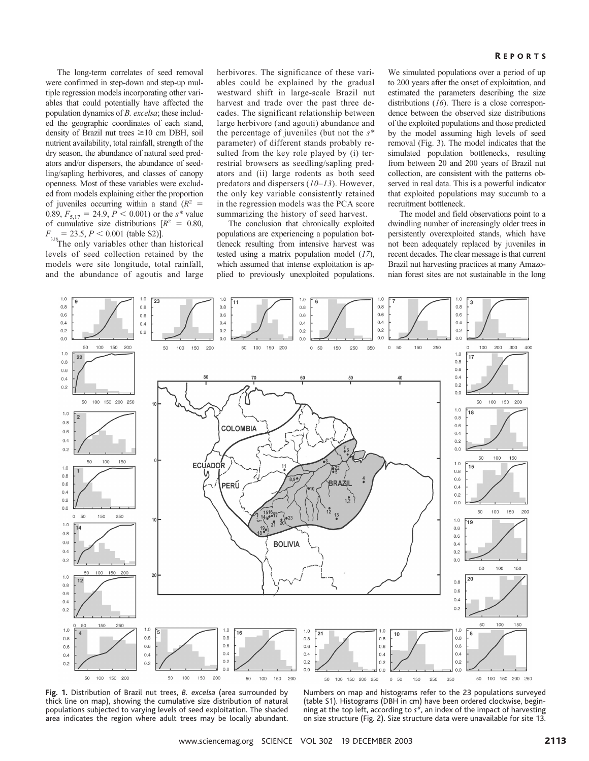The long-term correlates of seed removal were confirmed in step-down and step-up multiple regression models incorporating other variables that could potentially have affected the population dynamics of *B. excelsa*; these included the geographic coordinates of each stand, density of Brazil nut trees ≥10 cm DBH, soil nutrient availability, total rainfall, strength of the dry season, the abundance of natural seed predators and/or dispersers, the abundance of seedling/sapling herbivores, and classes of canopy openness. Most of these variables were excluded from models explaining either the proportion of juveniles occurring within a stand ($R^2$ = 0.89, $F_{5,17}$ = 24.9, $P$ < 0.001) or the $s$* value of cumulative size distributions [$R^2$ = 0.80, $F_{3,18}$ = 23.5, $P$ < 0.001 (table S2)].

The only variables other than historical levels of seed collection retained by the models were site longitude, total rainfall, and the abundance of agoutis and large herbivores. The significance of these variables could be explained by the gradual westward shift in large-scale Brazil nut harvest and trade over the past three decades. The significant relationship between large herbivore (and agouti) abundance and the percentage of juveniles (but not the $s$* parameter) of different stands probably resulted from the key role played by (i) terrestrial browsers as seedling/sapling predators and (ii) large rodents as both seed predators and dispersers (*10–13*). However, the only key variable consistently retained in the regression models was the PCA score summarizing the history of seed harvest.

The conclusion that chronically exploited populations are experiencing a population bottleneck resulting from intensive harvest was tested using a matrix population model (*17*), which assumed that intense exploitation is applied to previously unexploited populations. We simulated populations over a period of up to 200 years after the onset of exploitation, and estimated the parameters describing the size distributions (*16*). There is a close correspondence between the observed size distributions of the exploited populations and those predicted by the model assuming high levels of seed removal (Fig. 3). The model indicates that the simulated population bottlenecks, resulting from between 20 and 200 years of Brazil nut collection, are consistent with the patterns observed in real data. This is a powerful indicator that exploited populations may succumb to a recruitment bottleneck.

The model and field observations point to a dwindling number of increasingly older trees in persistently overexploited stands, which have not been adequately replaced by juveniles in recent decades. The clear message is that current Brazil nut harvesting practices at many Amazonian forest sites are not sustainable in the long

**Fig. 1.** Distribution of Brazil nut trees, *B. excelsa* (area surrounded by thick line on map), showing the cumulative size distribution of natural populations subjected to varying levels of seed exploitation. The shaded area indicates the region where adult trees may be locally abundant. Numbers on map and histograms refer to the 23 populations surveyed (table S1). Histograms (DBH in cm) have been ordered clockwise, beginning at the top left, according to $s$*, an index of the impact of harvesting on size structure (Fig. 2). Size structure data were unavailable for site 13.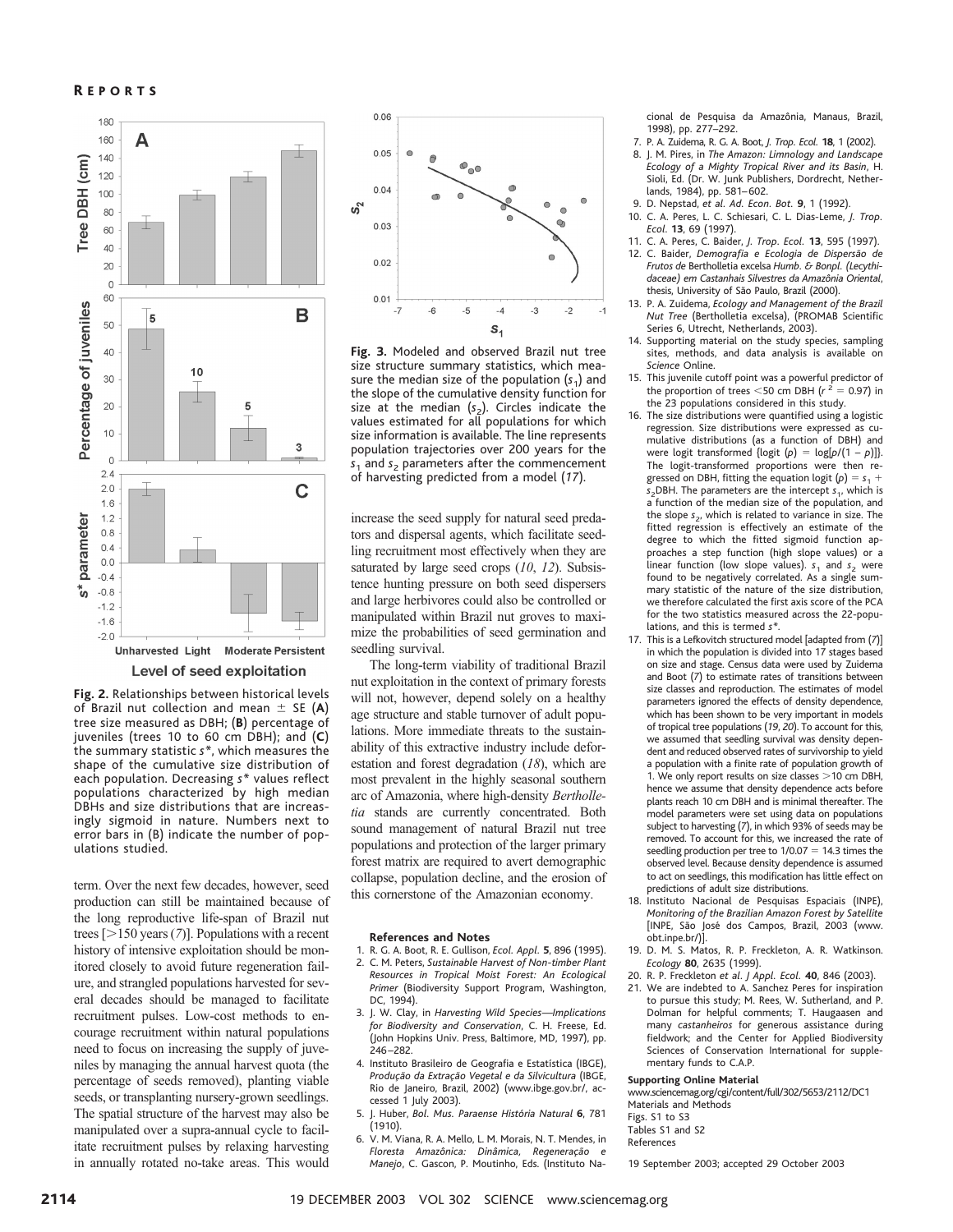**Fig. 2.** Relationships between historical levels of Brazil nut collection and mean ± SE (**A**) tree size measured as DBH; (**B**) percentage of juveniles (trees 10 to 60 cm DBH); and (**C**) the summary statistic $s^*$, which measures the shape of the cumulative size distribution of each population. Decreasing $s^*$ values reflect populations characterized by high median DBHs and size distributions that are increasingly sigmoid in nature. Numbers next to error bars in (B) indicate the number of populations studied.

term. Over the next few decades, however, seed production can still be maintained because of the long reproductive life-span of Brazil nut trees [>150 years (*7*)]. Populations with a recent history of intensive exploitation should be monitored closely to avoid future regeneration failure, and strangled populations harvested for several decades should be managed to facilitate recruitment pulses. Low-cost methods to encourage recruitment within natural populations need to focus on increasing the supply of juveniles by managing the annual harvest quota (the percentage of seeds removed), planting viable seeds, or transplanting nursery-grown seedlings. The spatial structure of the harvest may also be manipulated over a supra-annual cycle to facilitate recruitment pulses by relaxing harvesting in annually rotated no-take areas. This would

**Fig. 3.** Modeled and observed Brazil nut tree size structure summary statistics, which measure the median size of the population ($s_1$) and the slope of the cumulative density function for size at the median ($s_2$). Circles indicate the values estimated for all populations for which size information is available. The line represents population trajectories over 200 years for the $s_1$ and $s_2$ parameters after the commencement of harvesting predicted from a model (*17*).

increase the seed supply for natural seed predators and dispersal agents, which facilitate seedling recruitment most effectively when they are saturated by large seed crops (*10*, *12*). Subsistence hunting pressure on both seed dispersers and large herbivores could also be controlled or manipulated within Brazil nut groves to maximize the probabilities of seed germination and seedling survival.

The long-term viability of traditional Brazil nut exploitation in the context of primary forests will not, however, depend solely on a healthy age structure and stable turnover of adult populations. More immediate threats to the sustainability of this extractive industry include deforestation and forest degradation (*18*), which are most prevalent in the highly seasonal southern arc of Amazonia, where high-density *Bertholletia* stands are currently concentrated. Both sound management of natural Brazil nut tree populations and protection of the larger primary forest matrix are required to avert demographic collapse, population decline, and the erosion of this cornerstone of the Amazonian economy.

#### References and Notes

1. R. G. A. Boot, R. E. Gullison, *Ecol. Appl.* **5**, 896 (1995).
2. C. M. Peters, *Sustainable Harvest of Non-timber Plant Resources in Tropical Moist Forest: An Ecological Primer* (Biodiversity Support Program, Washington, DC, 1994).
3. J. W. Clay, in *Harvesting Wild Species—Implications for Biodiversity and Conservation*, C. H. Freese, Ed. (John Hopkins Univ. Press, Baltimore, MD, 1997), pp. 246–282.
4. Instituto Brasileiro de Geografia e Estatística (IBGE), *Produção da Extração Vegetal e da Silvicultura* (IBGE, Rio de Janeiro, Brazil, 2002) (www.ibge.gov.br/, accessed 1 July 2003).
5. J. Huber, *Bol. Mus. Paraense História Natural* **6**, 781 (1910).
6. V. M. Viana, R. A. Mello, L. M. Morais, N. T. Mendes, in *Floresta Amazônica: Dinâmica, Regeneração e Manejo*, C. Gascon, P. Moutinho, Eds. (Instituto Nacional de Pesquisa da Amazônia, Manaus, Brazil, 1998), pp. 277–292.
7. P. A. Zuidema, R. G. A. Boot, *J. Trop. Ecol.* **18**, 1 (2002).
8. J. M. Pires, in *The Amazon: Limnology and Landscape Ecology of a Mighty Tropical River and its Basin*, H. Sioli, Ed. (Dr. W. Junk Publishers, Dordrecht, Netherlands, 1984), pp. 581–602.
9. D. Nepstad, *et al. Ad. Econ. Bot.* **9**, 1 (1992).
10. C. A. Peres, L. C. Schiesari, C. L. Dias-Leme, *J. Trop. Ecol.* **13**, 69 (1997).
11. C. A. Peres, C. Baider, *J. Trop. Ecol.* **13**, 595 (1997).
12. C. Baider, *Demografia e Ecologia de Dispersão de Frutos de* Bertholletia excelsa *Humb. & Bonpl. (Lecythidaceae) em Castanhais Silvestres da Amazônia Oriental*, thesis, University of São Paulo, Brazil (2000).
13. P. A. Zuidema, *Ecology and Management of the Brazil Nut Tree* (Bertholletia excelsa), (PROMAB Scientific Series 6, Utrecht, Netherlands, 2003).
14. Supporting material on the study species, sampling sites, methods, and data analysis is available on *Science* Online.
15. This juvenile cutoff point was a powerful predictor of the proportion of trees <50 cm DBH ($r^2 = 0.97$) in the 23 populations considered in this study.
16. The size distributions were quantified using a logistic regression. Size distributions were expressed as cumulative distributions (as a function of DBH) and were logit transformed {logit ($p$) = log[$p$/(1 − $p$)]}. The logit-transformed proportions were then regressed on DBH, fitting the equation logit ($p$) = $s_1$ + $s_2$DBH. The parameters are the intercept $s_1$, which is a function of the median size of the population, and the slope $s_2$, which is related to variance in size. The fitted regression is effectively an estimate of the degree to which the fitted sigmoid function approaches a step function (high slope values) or a linear function (low slope values). $s_1$ and $s_2$ were found to be negatively correlated. As a single summary statistic of the nature of the size distribution, we therefore calculated the first axis score of the PCA for the two statistics measured across the 22-populations, and this is termed $s^*$.
17. This is a Lefkovitch structured model [adapted from (*7*)] in which the population is divided into 17 stages based on size and stage. Census data were used by Zuidema and Boot (*7*) to estimate rates of transitions between size classes and reproduction. The estimates of model parameters ignored the effects of density dependence, which has been shown to be very important in models of tropical tree populations (*19*, *20*). To account for this, we assumed that seedling survival was density dependent and reduced observed rates of survivorship to yield a population with a finite rate of population growth of 1. We only report results on size classes >10 cm DBH, hence we assume that density dependence acts before plants reach 10 cm DBH and is minimal thereafter. The model parameters were set using data on populations subject to harvesting (*7*), in which 93% of seeds may be removed. To account for this, we increased the rate of seedling production per tree to 1/0.07 = 14.3 times the observed level. Because density dependence is assumed to act on seedlings, this modification has little effect on predictions of adult size distributions.
18. Instituto Nacional de Pesquisas Espaciais (INPE), *Monitoring of the Brazilian Amazon Forest by Satellite* [INPE, São José dos Campos, Brazil, 2003 (www.obt.inpe.br/)].
19. D. M. S. Matos, R. P. Freckleton, A. R. Watkinson. *Ecology* **80**, 2635 (1999).
20. R. P. Freckleton *et al. J Appl. Ecol.* **40**, 846 (2003).
21. We are indebted to A. Sanchez Peres for inspiration to pursue this study; M. Rees, W. Sutherland, and P. Dolman for helpful comments; T. Haugaasen and many *castanheiros* for generous assistance during fieldwork; and the Center for Applied Biodiversity Sciences of Conservation International for supplementary funds to C.A.P.

**Supporting Online Material**
www.sciencemag.org/cgi/content/full/302/5653/2112/DC1
Materials and Methods
Figs. S1 to S3
Tables S1 and S2
References

19 September 2003; accepted 29 October 2003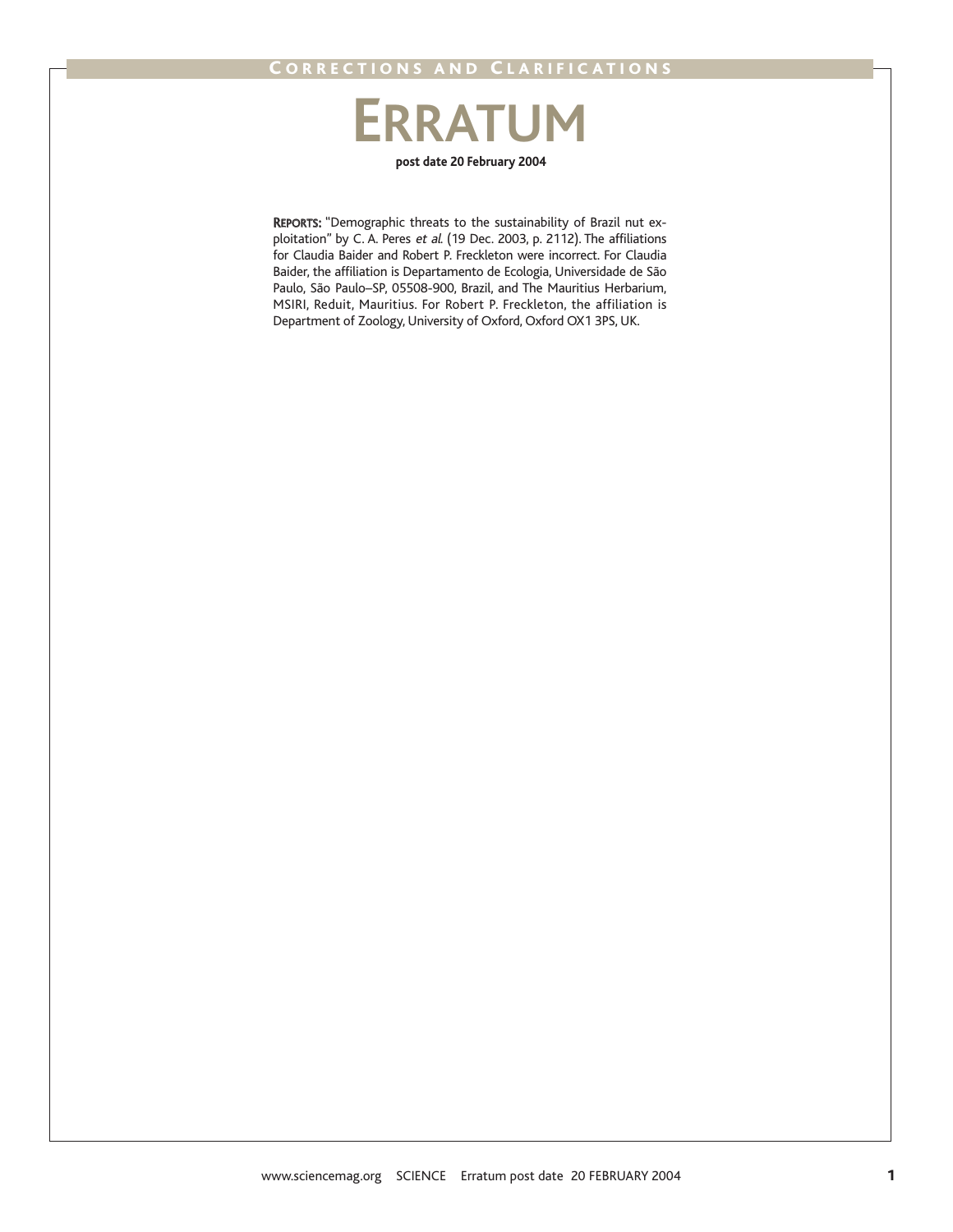# ERRATUM

**post date 20 February 2004**

REPORTS: "Demographic threats to the sustainability of Brazil nut exploitation" by C. A. Peres *et al.* (19 Dec. 2003, p. 2112). The affiliations for Claudia Baider and Robert P. Freckleton were incorrect. For Claudia Baider, the affiliation is Departamento de Ecologia, Universidade de São Paulo, São Paulo–SP, 05508-900, Brazil, and The Mauritius Herbarium, MSIRI, Reduit, Mauritius. For Robert P. Freckleton, the affiliation is Department of Zoology, University of Oxford, Oxford OX1 3PS, UK.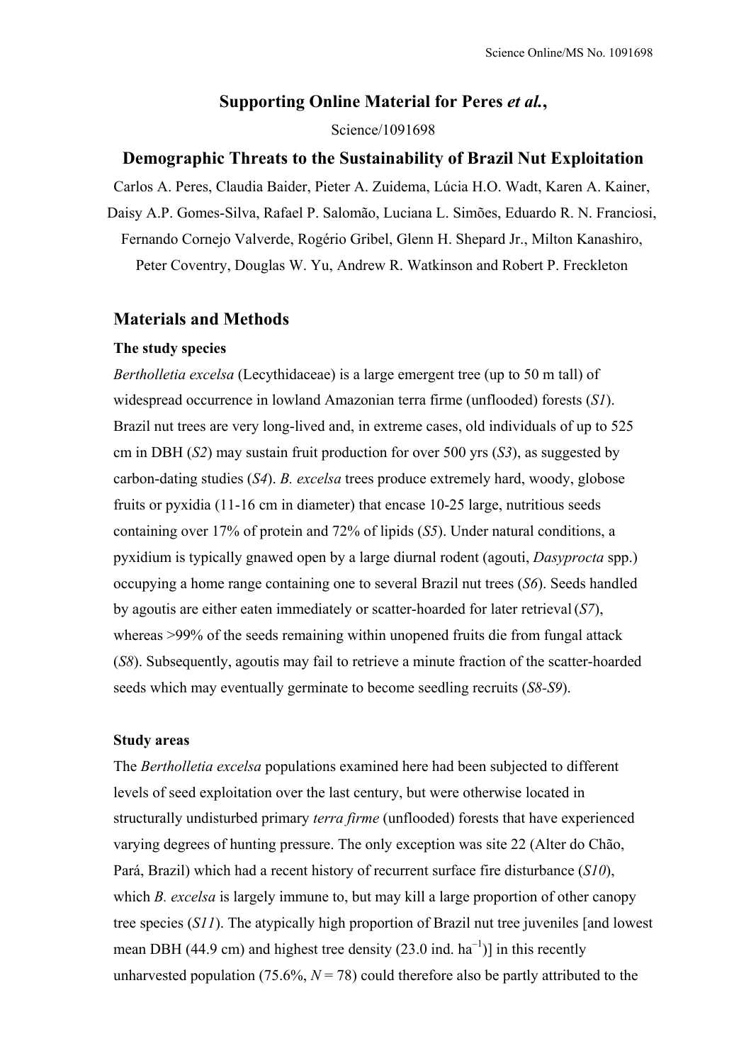# Supporting Online Material for Peres *et al.*,

Science/1091698

## Demographic Threats to the Sustainability of Brazil Nut Exploitation

Carlos A. Peres, Claudia Baider, Pieter A. Zuidema, Lúcia H.O. Wadt, Karen A. Kainer, Daisy A.P. Gomes-Silva, Rafael P. Salomão, Luciana L. Simões, Eduardo R. N. Franciosi, Fernando Cornejo Valverde, Rogério Gribel, Glenn H. Shepard Jr., Milton Kanashiro, Peter Coventry, Douglas W. Yu, Andrew R. Watkinson and Robert P. Freckleton

## Materials and Methods

### The study species

*Bertholletia excelsa* (Lecythidaceae) is a large emergent tree (up to 50 m tall) of widespread occurrence in lowland Amazonian terra firme (unflooded) forests (*S1*). Brazil nut trees are very long-lived and, in extreme cases, old individuals of up to 525 cm in DBH (*S2*) may sustain fruit production for over 500 yrs (*S3*), as suggested by carbon-dating studies (*S4*). *B. excelsa* trees produce extremely hard, woody, globose fruits or pyxidia (11-16 cm in diameter) that encase 10-25 large, nutritious seeds containing over 17% of protein and 72% of lipids (*S5*). Under natural conditions, a pyxidium is typically gnawed open by a large diurnal rodent (agouti, *Dasyprocta* spp.) occupying a home range containing one to several Brazil nut trees (*S6*). Seeds handled by agoutis are either eaten immediately or scatter-hoarded for later retrieval (*S7*), whereas >99% of the seeds remaining within unopened fruits die from fungal attack (*S8*). Subsequently, agoutis may fail to retrieve a minute fraction of the scatter-hoarded seeds which may eventually germinate to become seedling recruits (*S8*-*S9*).

### Study areas

The *Bertholletia excelsa* populations examined here had been subjected to different levels of seed exploitation over the last century, but were otherwise located in structurally undisturbed primary *terra firme* (unflooded) forests that have experienced varying degrees of hunting pressure. The only exception was site 22 (Alter do Chão, Pará, Brazil) which had a recent history of recurrent surface fire disturbance (*S10*), which *B. excelsa* is largely immune to, but may kill a large proportion of other canopy tree species (*S11*). The atypically high proportion of Brazil nut tree juveniles [and lowest mean DBH (44.9 cm) and highest tree density (23.0 ind. ha$^{-1}$)] in this recently unharvested population (75.6%, *N* = 78) could therefore also be partly attributed to the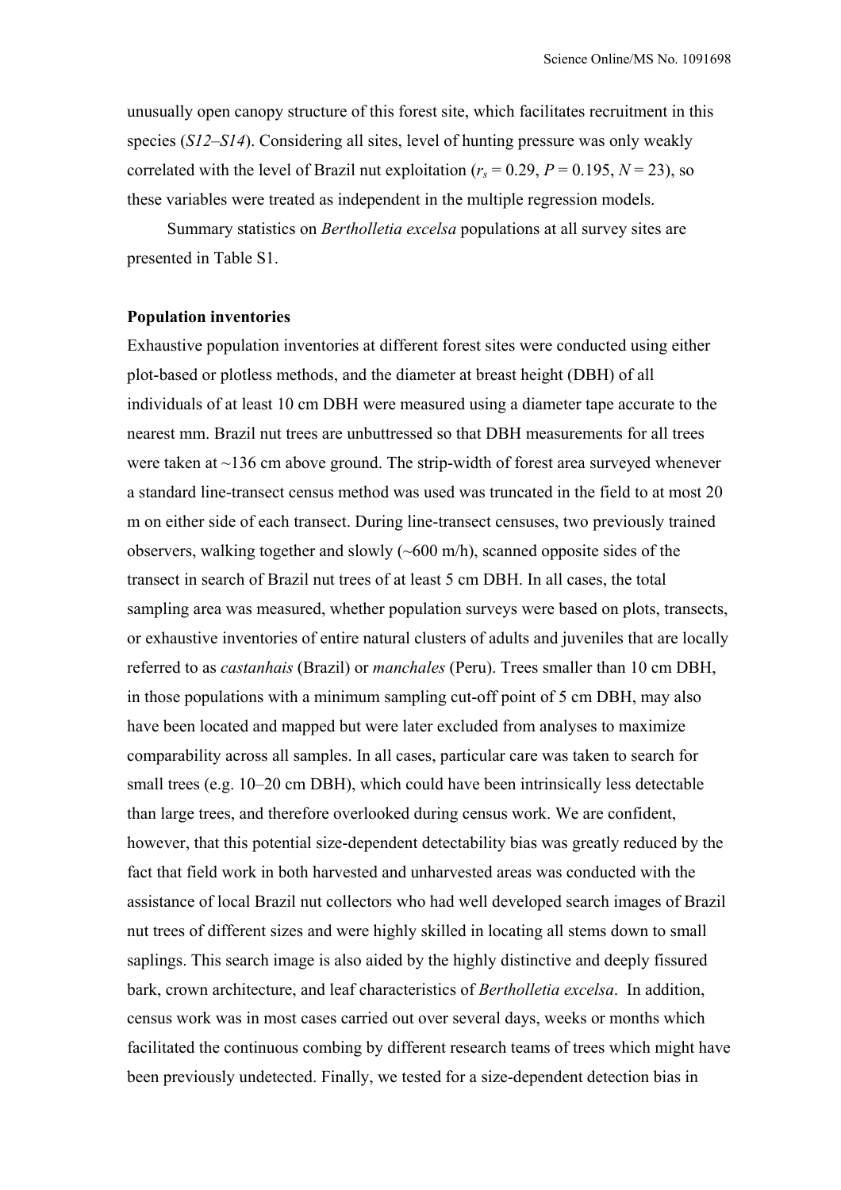unusually open canopy structure of this forest site, which facilitates recruitment in this species (*S12*–*S14*). Considering all sites, level of hunting pressure was only weakly correlated with the level of Brazil nut exploitation ($r_s = 0.29$, $P = 0.195$, $N = 23$), so these variables were treated as independent in the multiple regression models.

Summary statistics on *Bertholletia excelsa* populations at all survey sites are presented in Table S1.

**Population inventories**

Exhaustive population inventories at different forest sites were conducted using either plot-based or plotless methods, and the diameter at breast height (DBH) of all individuals of at least 10 cm DBH were measured using a diameter tape accurate to the nearest mm. Brazil nut trees are unbuttressed so that DBH measurements for all trees were taken at ~136 cm above ground. The strip-width of forest area surveyed whenever a standard line-transect census method was used was truncated in the field to at most 20 m on either side of each transect. During line-transect censuses, two previously trained observers, walking together and slowly (~600 m/h), scanned opposite sides of the transect in search of Brazil nut trees of at least 5 cm DBH. In all cases, the total sampling area was measured, whether population surveys were based on plots, transects, or exhaustive inventories of entire natural clusters of adults and juveniles that are locally referred to as *castanhais* (Brazil) or *manchales* (Peru). Trees smaller than 10 cm DBH, in those populations with a minimum sampling cut-off point of 5 cm DBH, may also have been located and mapped but were later excluded from analyses to maximize comparability across all samples. In all cases, particular care was taken to search for small trees (e.g. 10–20 cm DBH), which could have been intrinsically less detectable than large trees, and therefore overlooked during census work. We are confident, however, that this potential size-dependent detectability bias was greatly reduced by the fact that field work in both harvested and unharvested areas was conducted with the assistance of local Brazil nut collectors who had well developed search images of Brazil nut trees of different sizes and were highly skilled in locating all stems down to small saplings. This search image is also aided by the highly distinctive and deeply fissured bark, crown architecture, and leaf characteristics of *Bertholletia excelsa*. In addition, census work was in most cases carried out over several days, weeks or months which facilitated the continuous combing by different research teams of trees which might have been previously undetected. Finally, we tested for a size-dependent detection bias in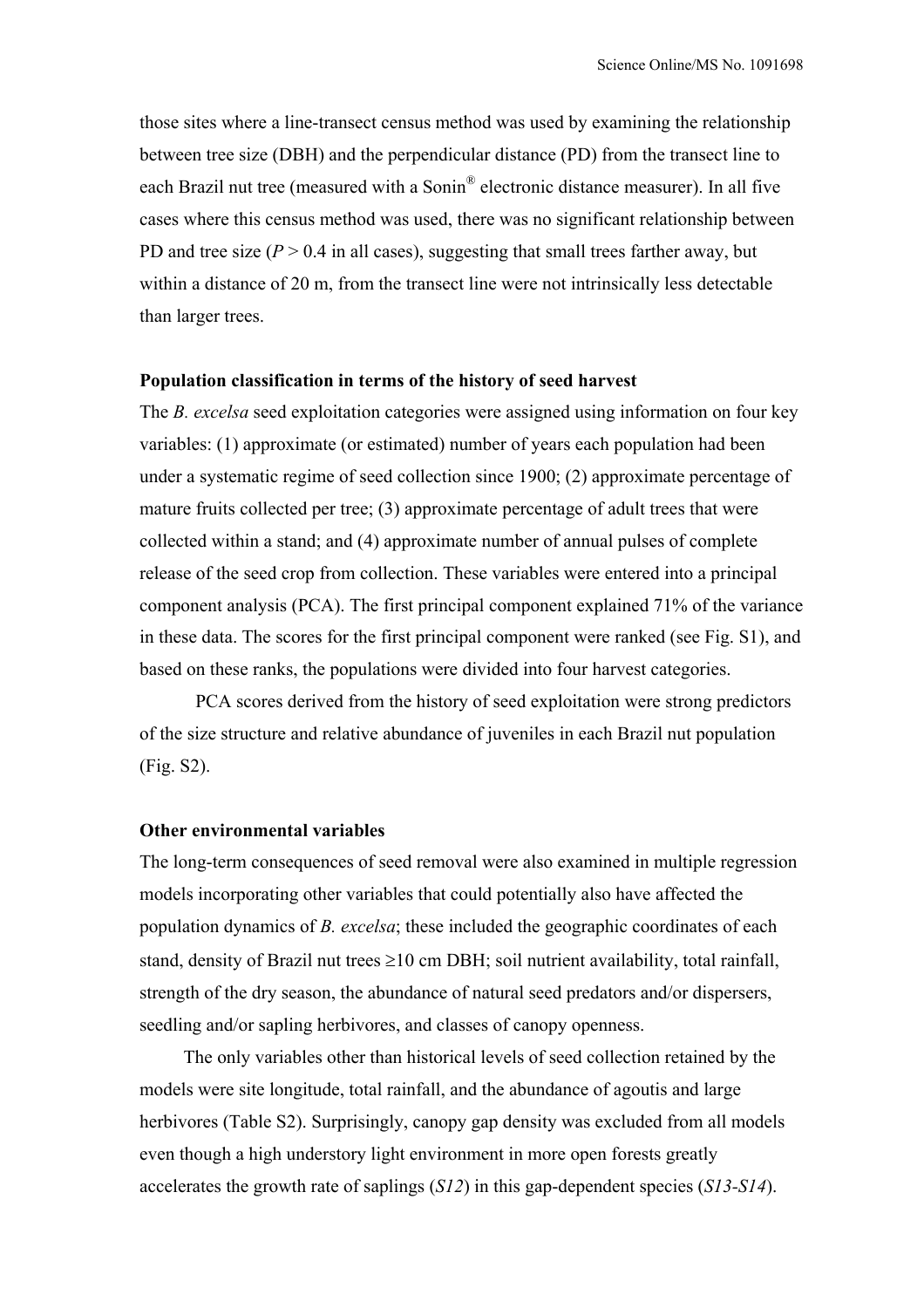those sites where a line-transect census method was used by examining the relationship between tree size (DBH) and the perpendicular distance (PD) from the transect line to each Brazil nut tree (measured with a Sonin® electronic distance measurer). In all five cases where this census method was used, there was no significant relationship between PD and tree size ($P > 0.4$ in all cases), suggesting that small trees farther away, but within a distance of 20 m, from the transect line were not intrinsically less detectable than larger trees.

**Population classification in terms of the history of seed harvest**

The *B. excelsa* seed exploitation categories were assigned using information on four key variables: (1) approximate (or estimated) number of years each population had been under a systematic regime of seed collection since 1900; (2) approximate percentage of mature fruits collected per tree; (3) approximate percentage of adult trees that were collected within a stand; and (4) approximate number of annual pulses of complete release of the seed crop from collection. These variables were entered into a principal component analysis (PCA). The first principal component explained 71% of the variance in these data. The scores for the first principal component were ranked (see Fig. S1), and based on these ranks, the populations were divided into four harvest categories.

PCA scores derived from the history of seed exploitation were strong predictors of the size structure and relative abundance of juveniles in each Brazil nut population (Fig. S2).

**Other environmental variables**

The long-term consequences of seed removal were also examined in multiple regression models incorporating other variables that could potentially also have affected the population dynamics of *B. excelsa*; these included the geographic coordinates of each stand, density of Brazil nut trees ≥10 cm DBH; soil nutrient availability, total rainfall, strength of the dry season, the abundance of natural seed predators and/or dispersers, seedling and/or sapling herbivores, and classes of canopy openness.

The only variables other than historical levels of seed collection retained by the models were site longitude, total rainfall, and the abundance of agoutis and large herbivores (Table S2). Surprisingly, canopy gap density was excluded from all models even though a high understory light environment in more open forests greatly accelerates the growth rate of saplings (*S12*) in this gap-dependent species (*S13-S14*).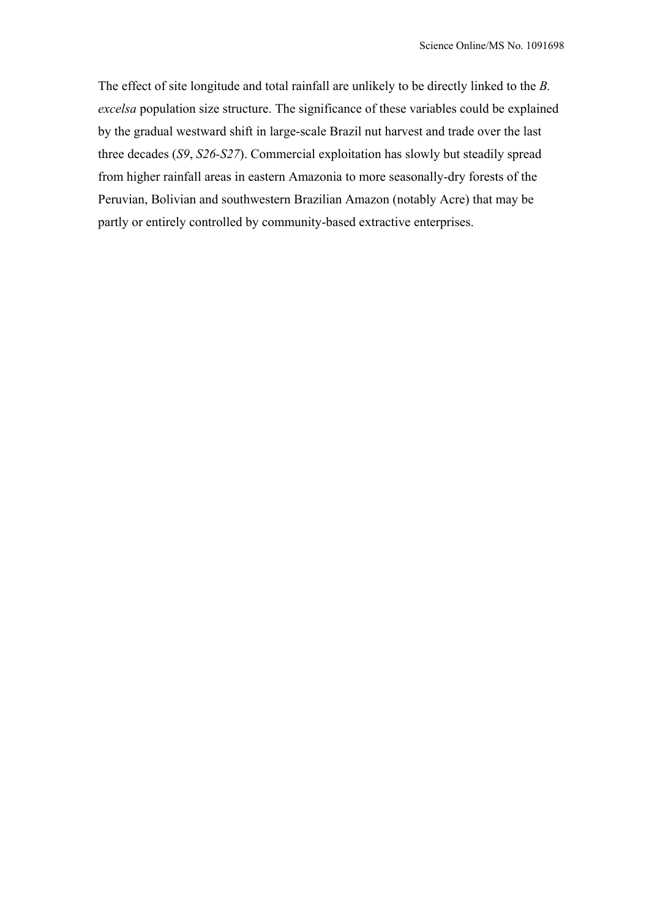The effect of site longitude and total rainfall are unlikely to be directly linked to the *B. excelsa* population size structure. The significance of these variables could be explained by the gradual westward shift in large-scale Brazil nut harvest and trade over the last three decades (*S9*, *S26*-*S27*). Commercial exploitation has slowly but steadily spread from higher rainfall areas in eastern Amazonia to more seasonally-dry forests of the Peruvian, Bolivian and southwestern Brazilian Amazon (notably Acre) that may be partly or entirely controlled by community-based extractive enterprises.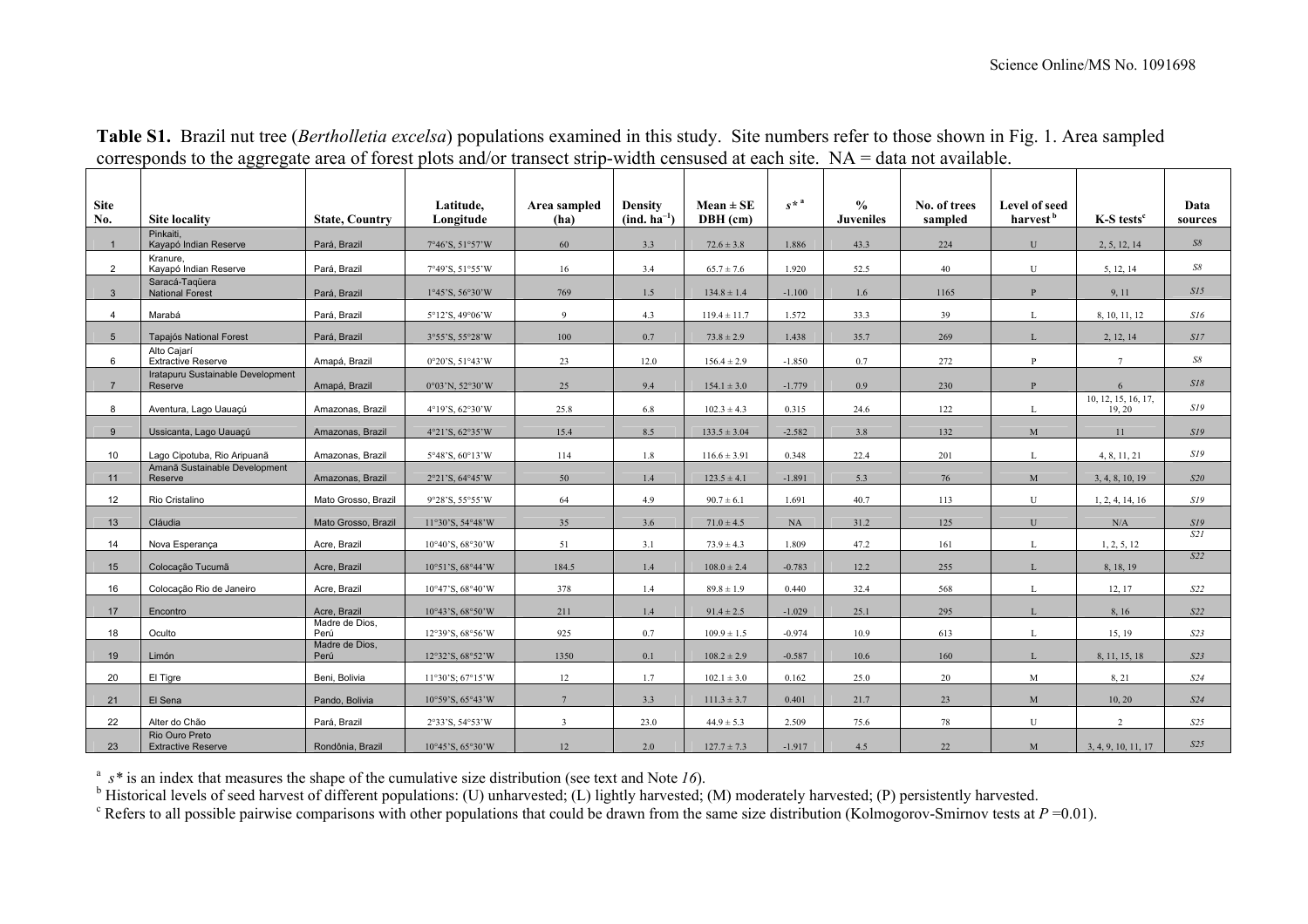**Table S1.** Brazil nut tree (*Bertholletia excelsa*) populations examined in this study. Site numbers refer to those shown in Fig. 1. Area sampled corresponds to the aggregate area of forest plots and/or transect strip-width censused at each site. NA = data not available.

| Site No. | Site locality | State, Country | Latitude, Longitude | Area sampled (ha) | Density (ind. ha$^{-1}$) | Mean ± SE DBH (cm) | $s^*$ [a] | % Juveniles | No. of trees sampled | Level of seed harvest [b] | K-S tests[c] | Data sources |
|---|---|---|---|---|---|---|---|---|---|---|---|---|
| 1 | Pinkaiti, Kayapó Indian Reserve | Pará, Brazil | 7°46'S, 51°57'W | 60 | 3.3 | 72.6 ± 3.8 | 1.886 | 43.3 | 224 | U | 2, 5, 12, 14 | *S8* |
| 2 | Kranure, Kayapó Indian Reserve | Pará, Brazil | 7°49'S, 51°55'W | 16 | 3.4 | 65.7 ± 7.6 | 1.920 | 52.5 | 40 | U | 5, 12, 14 | *S8* |
| 3 | Saracá-Taqüera National Forest | Pará, Brazil | 1°45'S, 56°30'W | 769 | 1.5 | 134.8 ± 1.4 | -1.100 | 1.6 | 1165 | P | 9, 11 | *S15* |
| 4 | Marabá | Pará, Brazil | 5°12'S, 49°06'W | 9 | 4.3 | 119.4 ± 11.7 | 1.572 | 33.3 | 39 | L | 8, 10, 11, 12 | *S16* |
| 5 | Tapajós National Forest | Pará, Brazil | 3°55'S, 55°28'W | 100 | 0.7 | 73.8 ± 2.9 | 1.438 | 35.7 | 269 | L | 2, 12, 14 | *S17* |
| 6 | Alto Cajarí Extractive Reserve | Amapá, Brazil | 0°20'S, 51°43'W | 23 | 12.0 | 156.4 ± 2.9 | -1.850 | 0.7 | 272 | P | 7 | *S8* |
| 7 | Iratapuru Sustainable Development Reserve | Amapá, Brazil | 0°03'N, 52°30'W | 25 | 9.4 | 154.1 ± 3.0 | -1.779 | 0.9 | 230 | P | 6 | *S18* |
| 8 | Aventura, Lago Uauaçú | Amazonas, Brazil | 4°19'S, 62°30'W | 25.8 | 6.8 | 102.3 ± 4.3 | 0.315 | 24.6 | 122 | L | 10, 12, 15, 16, 17, 19, 20 | *S19* |
| 9 | Ussicanta, Lago Uauaçú | Amazonas, Brazil | 4°21'S, 62°35'W | 15.4 | 8.5 | 133.5 ± 3.04 | -2.582 | 3.8 | 132 | M | 11 | *S19* |
| 10 | Lago Cipotuba, Rio Aripuanã | Amazonas, Brazil | 5°48'S, 60°13'W | 114 | 1.8 | 116.6 ± 3.91 | 0.348 | 22.4 | 201 | L | 4, 8, 11, 21 | *S19* |
| 11 | Amanã Sustainable Development Reserve | Amazonas, Brazil | 2°21'S, 64°45'W | 50 | 1.4 | 123.5 ± 4.1 | -1.891 | 5.3 | 76 | M | 3, 4, 8, 10, 19 | *S20* |
| 12 | Rio Cristalino | Mato Grosso, Brazil | 9°28'S, 55°55'W | 64 | 4.9 | 90.7 ± 6.1 | 1.691 | 40.7 | 113 | U | 1, 2, 4, 14, 16 | *S19* |
| 13 | Cláudia | Mato Grosso, Brazil | 11°30'S, 54°48'W | 35 | 3.6 | 71.0 ± 4.5 | NA | 31.2 | 125 | U | N/A | *S19* |
| 14 | Nova Esperança | Acre, Brazil | 10°40'S, 68°30'W | 51 | 3.1 | 73.9 ± 4.3 | 1.809 | 47.2 | 161 | L | 1, 2, 5, 12 | *S21* |
| 15 | Colocação Tucumã | Acre, Brazil | 10°51'S, 68°44'W | 184.5 | 1.4 | 108.0 ± 2.4 | -0.783 | 12.2 | 255 | L | 8, 18, 19 | *S22* |
| 16 | Colocação Rio de Janeiro | Acre, Brazil | 10°47'S, 68°40'W | 378 | 1.4 | 89.8 ± 1.9 | 0.440 | 32.4 | 568 | L | 12, 17 | *S22* |
| 17 | Encontro | Acre, Brazil | 10°43'S, 68°50'W | 211 | 1.4 | 91.4 ± 2.5 | -1.029 | 25.1 | 295 | L | 8, 16 | *S22* |
| 18 | Oculto | Madre de Dios, Perú | 12°39'S, 68°56'W | 925 | 0.7 | 109.9 ± 1.5 | -0.974 | 10.9 | 613 | L | 15, 19 | *S23* |
| 19 | Limón | Madre de Dios, Perú | 12°32'S, 68°52'W | 1350 | 0.1 | 108.2 ± 2.9 | -0.587 | 10.6 | 160 | L | 8, 11, 15, 18 | *S23* |
| 20 | El Tigre | Beni, Bolivia | 11°30'S; 67°15'W | 12 | 1.7 | 102.1 ± 3.0 | 0.162 | 25.0 | 20 | M | 8, 21 | *S24* |
| 21 | El Sena | Pando, Bolivia | 10°59'S, 65°43'W | 7 | 3.3 | 111.3 ± 3.7 | 0.401 | 21.7 | 23 | M | 10, 20 | *S24* |
| 22 | Alter do Chão | Pará, Brazil | 2°33'S, 54°53'W | 3 | 23.0 | 44.9 ± 5.3 | 2.509 | 75.6 | 78 | U | 2 | *S25* |
| 23 | Rio Ouro Preto Extractive Reserve | Rondônia, Brazil | 10°45'S, 65°30'W | 12 | 2.0 | 127.7 ± 7.3 | -1.917 | 4.5 | 22 | M | 3, 4, 9, 10, 11, 17 | *S25* |

[a] $s^*$ is an index that measures the shape of the cumulative size distribution (see text and Note *16*).

[b] Historical levels of seed harvest of different populations: (U) unharvested; (L) lightly harvested; (M) moderately harvested; (P) persistently harvested.

[c] Refers to all possible pairwise comparisons with other populations that could be drawn from the same size distribution (Kolmogorov-Smirnov tests at $P = 0.01$).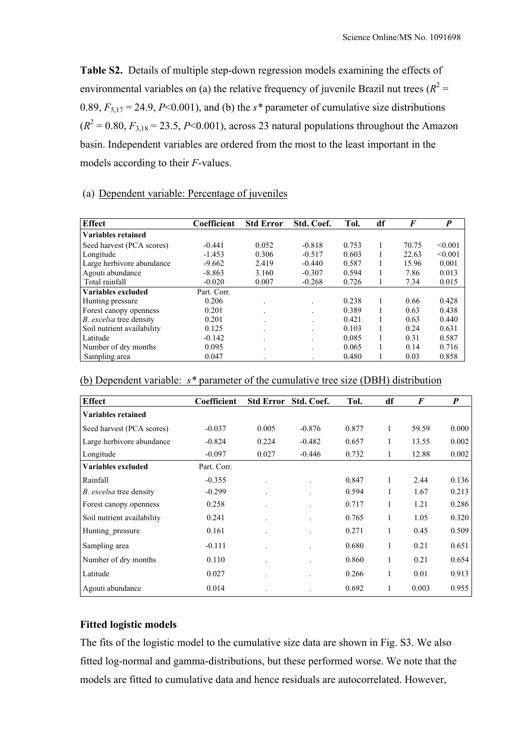**Table S2.** Details of multiple step-down regression models examining the effects of environmental variables on (a) the relative frequency of juvenile Brazil nut trees ($R^2$ = 0.89, $F_{5,17}$ = 24.9, $P$<0.001), and (b) the $s*$ parameter of cumulative size distributions ($R^2$ = 0.80, $F_{3,18}$ = 23.5, $P$<0.001), across 23 natural populations throughout the Amazon basin. Independent variables are ordered from the most to the least important in the models according to their $F$-values.

(a) Dependent variable: Percentage of juveniles

| Effect | Coefficient | Std Error | Std. Coef. | Tol. | df | *F* | *P* |
|---|---|---|---|---|---|---|---|
| **Variables retained** | | | | | | | |
| Seed harvest (PCA scores) | -0.441 | 0.052 | -0.818 | 0.753 | 1 | 70.75 | <0.001 |
| Longitude | -1.453 | 0.306 | -0.517 | 0.603 | 1 | 22.63 | <0.001 |
| Large herbivore abundance | -9.662 | 2.419 | -0.440 | 0.587 | 1 | 15.96 | 0.001 |
| Agouti abundance | -8.863 | 3.160 | -0.307 | 0.594 | 1 | 7.86 | 0.013 |
| Total rainfall | -0.020 | 0.007 | -0.268 | 0.726 | 1 | 7.34 | 0.015 |
| **Variables excluded** | Part. Corr. | | | | | | |
| Hunting pressure | 0.206 | . | . | 0.238 | 1 | 0.66 | 0.428 |
| Forest canopy openness | 0.201 | . | . | 0.389 | 1 | 0.63 | 0.438 |
| *B. excelsa* tree density | 0.201 | . | . | 0.421 | 1 | 0.63 | 0.440 |
| Soil nutrient availability | 0.125 | . | . | 0.103 | 1 | 0.24 | 0.631 |
| Latitude | -0.142 | . | . | 0.085 | 1 | 0.31 | 0.587 |
| Number of dry months | 0.095 | . | . | 0.065 | 1 | 0.14 | 0.716 |
| Sampling area | 0.047 | . | . | 0.480 | 1 | 0.03 | 0.858 |

(b) Dependent variable: $s*$ parameter of the cumulative tree size (DBH) distribution

| Effect | Coefficient | Std Error | Std. Coef. | Tol. | df | *F* | *P* |
|---|---|---|---|---|---|---|---|
| **Variables retained** | | | | | | | |
| Seed harvest (PCA scores) | -0.037 | 0.005 | -0.876 | 0.877 | 1 | 59.59 | 0.000 |
| Large herbivore abundance | -0.824 | 0.224 | -0.482 | 0.657 | 1 | 13.55 | 0.002 |
| Longitude | -0.097 | 0.027 | -0.446 | 0.732 | 1 | 12.88 | 0.002 |
| **Variables excluded** | Part. Corr. | | | | | | |
| Rainfall | -0.355 | . | . | 0.847 | 1 | 2.44 | 0.136 |
| *B. excelsa* tree density | -0.299 | . | . | 0.594 | 1 | 1.67 | 0.213 |
| Forest canopy openness | 0.258 | . | . | 0.717 | 1 | 1.21 | 0.286 |
| Soil nutrient availability | 0.241 | . | . | 0.765 | 1 | 1.05 | 0.320 |
| Hunting_pressure | 0.161 | . | . | 0.271 | 1 | 0.45 | 0.509 |
| Sampling area | -0.111 | . | . | 0.680 | 1 | 0.21 | 0.651 |
| Number of dry months | 0.110 | . | . | 0.860 | 1 | 0.21 | 0.654 |
| Latitude | 0.027 | . | . | 0.266 | 1 | 0.01 | 0.913 |
| Agouti abundance | 0.014 | . | . | 0.692 | 1 | 0.003 | 0.955 |

**Fitted logistic models**

The fits of the logistic model to the cumulative size data are shown in Fig. S3. We also fitted log-normal and gamma-distributions, but these performed worse. We note that the models are fitted to cumulative data and hence residuals are autocorrelated. However,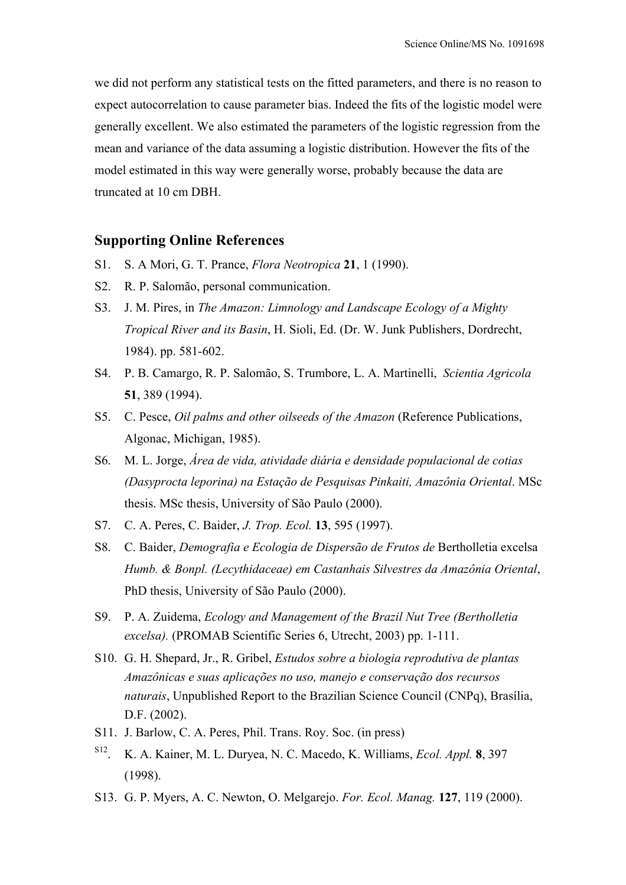we did not perform any statistical tests on the fitted parameters, and there is no reason to expect autocorrelation to cause parameter bias. Indeed the fits of the logistic model were generally excellent. We also estimated the parameters of the logistic regression from the mean and variance of the data assuming a logistic distribution. However the fits of the model estimated in this way were generally worse, probably because the data are truncated at 10 cm DBH.

## Supporting Online References

S1. S. A Mori, G. T. Prance, *Flora Neotropica* **21**, 1 (1990).

S2. R. P. Salomão, personal communication.

S3. J. M. Pires, in *The Amazon: Limnology and Landscape Ecology of a Mighty Tropical River and its Basin*, H. Sioli, Ed. (Dr. W. Junk Publishers, Dordrecht, 1984). pp. 581-602.

S4. P. B. Camargo, R. P. Salomão, S. Trumbore, L. A. Martinelli, *Scientia Agricola* **51**, 389 (1994).

S5. C. Pesce, *Oil palms and other oilseeds of the Amazon* (Reference Publications, Algonac, Michigan, 1985).

S6. M. L. Jorge, *Área de vida, atividade diária e densidade populacional de cotias (Dasyprocta leporina) na Estação de Pesquisas Pinkaiti, Amazônia Oriental*. MSc thesis. MSc thesis, University of São Paulo (2000).

S7. C. A. Peres, C. Baider, *J. Trop. Ecol.* **13**, 595 (1997).

S8. C. Baider, *Demografia e Ecologia de Dispersão de Frutos de* Bertholletia excelsa *Humb. & Bonpl. (Lecythidaceae) em Castanhais Silvestres da Amazônia Oriental*, PhD thesis, University of São Paulo (2000).

S9. P. A. Zuidema, *Ecology and Management of the Brazil Nut Tree (Bertholletia excelsa).* (PROMAB Scientific Series 6, Utrecht, 2003) pp. 1-111.

S10. G. H. Shepard, Jr., R. Gribel, *Estudos sobre a biologia reprodutiva de plantas Amazônicas e suas aplicações no uso, manejo e conservação dos recursos naturais*, Unpublished Report to the Brazilian Science Council (CNPq), Brasília, D.F. (2002).

S11. J. Barlow, C. A. Peres, Phil. Trans. Roy. Soc. (in press)

S12. K. A. Kainer, M. L. Duryea, N. C. Macedo, K. Williams, *Ecol. Appl.* **8**, 397 (1998).

S13. G. P. Myers, A. C. Newton, O. Melgarejo. *For. Ecol. Manag.* **127**, 119 (2000).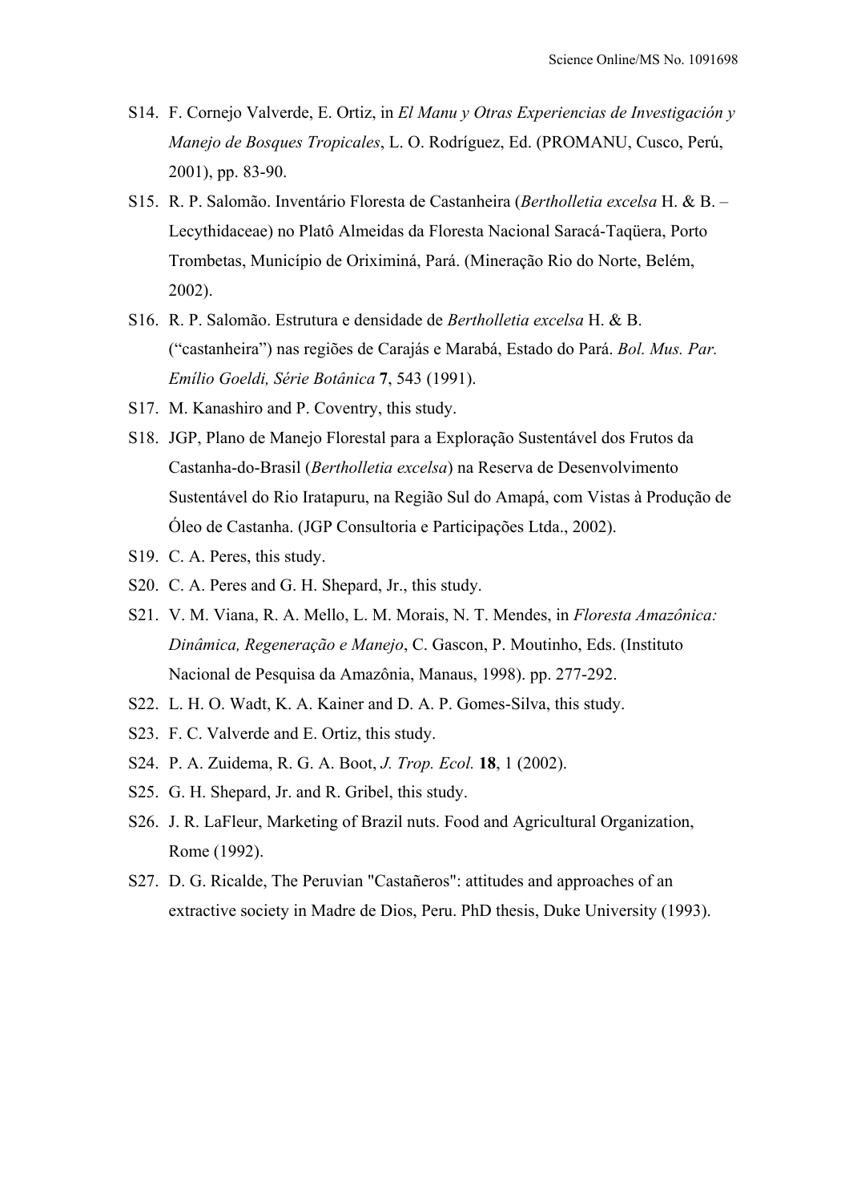S14. F. Cornejo Valverde, E. Ortiz, in *El Manu y Otras Experiencias de Investigación y Manejo de Bosques Tropicales*, L. O. Rodríguez, Ed. (PROMANU, Cusco, Perú, 2001), pp. 83-90.

S15. R. P. Salomão. Inventário Floresta de Castanheira (*Bertholletia excelsa* H. & B. – Lecythidaceae) no Platô Almeidas da Floresta Nacional Saracá-Taqüera, Porto Trombetas, Município de Oriximiná, Pará. (Mineração Rio do Norte, Belém, 2002).

S16. R. P. Salomão. Estrutura e densidade de *Bertholletia excelsa* H. & B. ("castanheira") nas regiões de Carajás e Marabá, Estado do Pará. *Bol. Mus. Par. Emílio Goeldi, Série Botânica* **7**, 543 (1991).

S17. M. Kanashiro and P. Coventry, this study.

S18. JGP, Plano de Manejo Florestal para a Exploração Sustentável dos Frutos da Castanha-do-Brasil (*Bertholletia excelsa*) na Reserva de Desenvolvimento Sustentável do Rio Iratapuru, na Região Sul do Amapá, com Vistas à Produção de Óleo de Castanha. (JGP Consultoria e Participações Ltda., 2002).

S19. C. A. Peres, this study.

S20. C. A. Peres and G. H. Shepard, Jr., this study.

S21. V. M. Viana, R. A. Mello, L. M. Morais, N. T. Mendes, in *Floresta Amazônica: Dinâmica, Regeneração e Manejo*, C. Gascon, P. Moutinho, Eds. (Instituto Nacional de Pesquisa da Amazônia, Manaus, 1998). pp. 277-292.

S22. L. H. O. Wadt, K. A. Kainer and D. A. P. Gomes-Silva, this study.

S23. F. C. Valverde and E. Ortiz, this study.

S24. P. A. Zuidema, R. G. A. Boot, *J. Trop. Ecol.* **18**, 1 (2002).

S25. G. H. Shepard, Jr. and R. Gribel, this study.

S26. J. R. LaFleur, Marketing of Brazil nuts. Food and Agricultural Organization, Rome (1992).

S27. D. G. Ricalde, The Peruvian "Castañeros": attitudes and approaches of an extractive society in Madre de Dios, Peru. PhD thesis, Duke University (1993).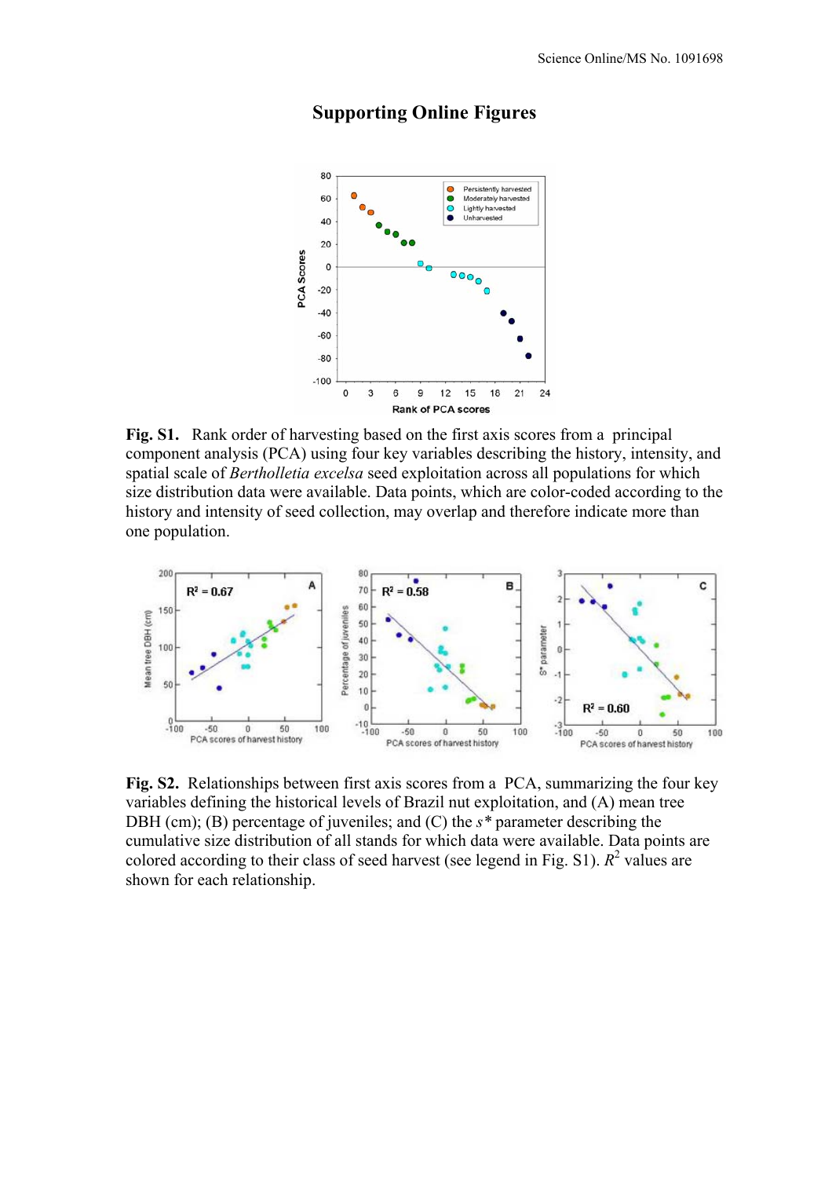# Supporting Online Figures

**Fig. S1.** Rank order of harvesting based on the first axis scores from a principal component analysis (PCA) using four key variables describing the history, intensity, and spatial scale of *Bertholletia excelsa* seed exploitation across all populations for which size distribution data were available. Data points, which are color-coded according to the history and intensity of seed collection, may overlap and therefore indicate more than one population.

**Fig. S2.** Relationships between first axis scores from a PCA, summarizing the four key variables defining the historical levels of Brazil nut exploitation, and (A) mean tree DBH (cm); (B) percentage of juveniles; and (C) the *s\** parameter describing the cumulative size distribution of all stands for which data were available. Data points are colored according to their class of seed harvest (see legend in Fig. S1). $R^2$ values are shown for each relationship.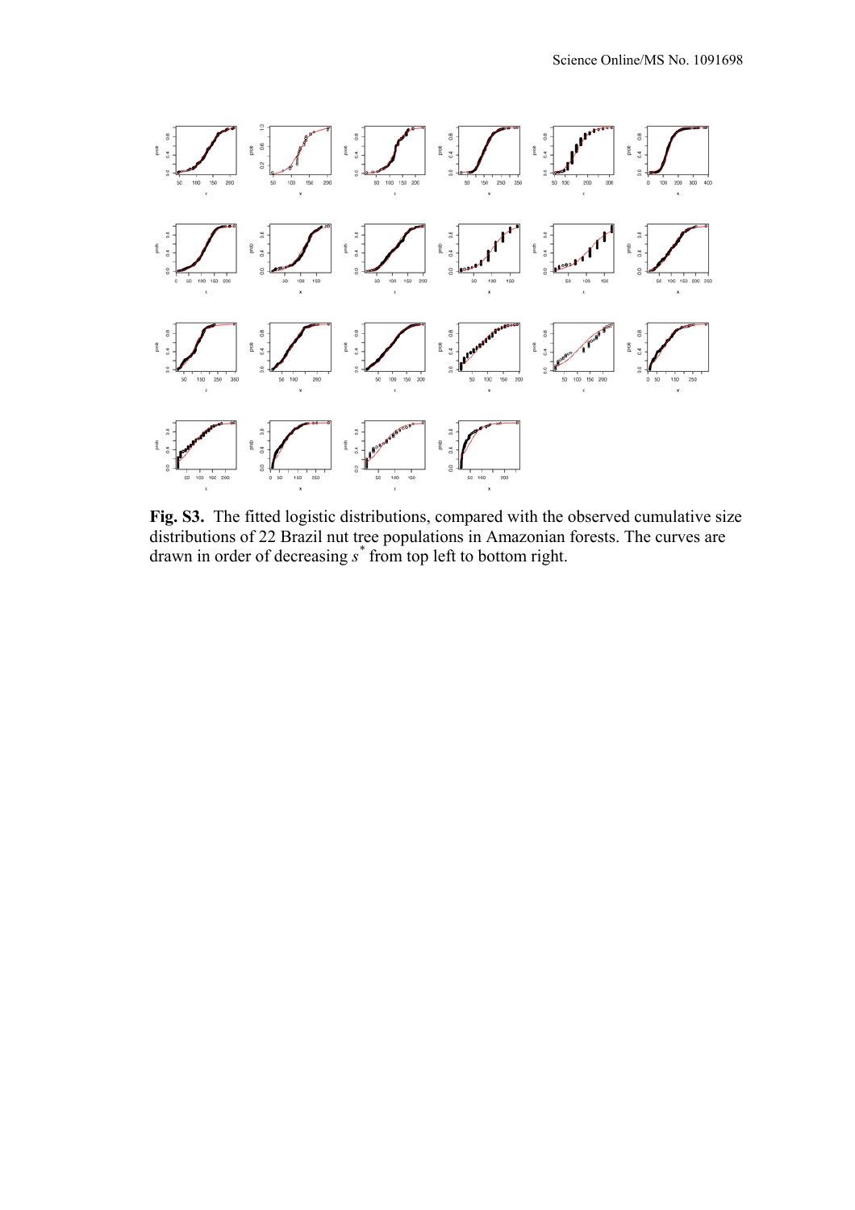**Fig. S3.** The fitted logistic distributions, compared with the observed cumulative size distributions of 22 Brazil nut tree populations in Amazonian forests. The curves are drawn in order of decreasing $s^*$ from top left to bottom right.